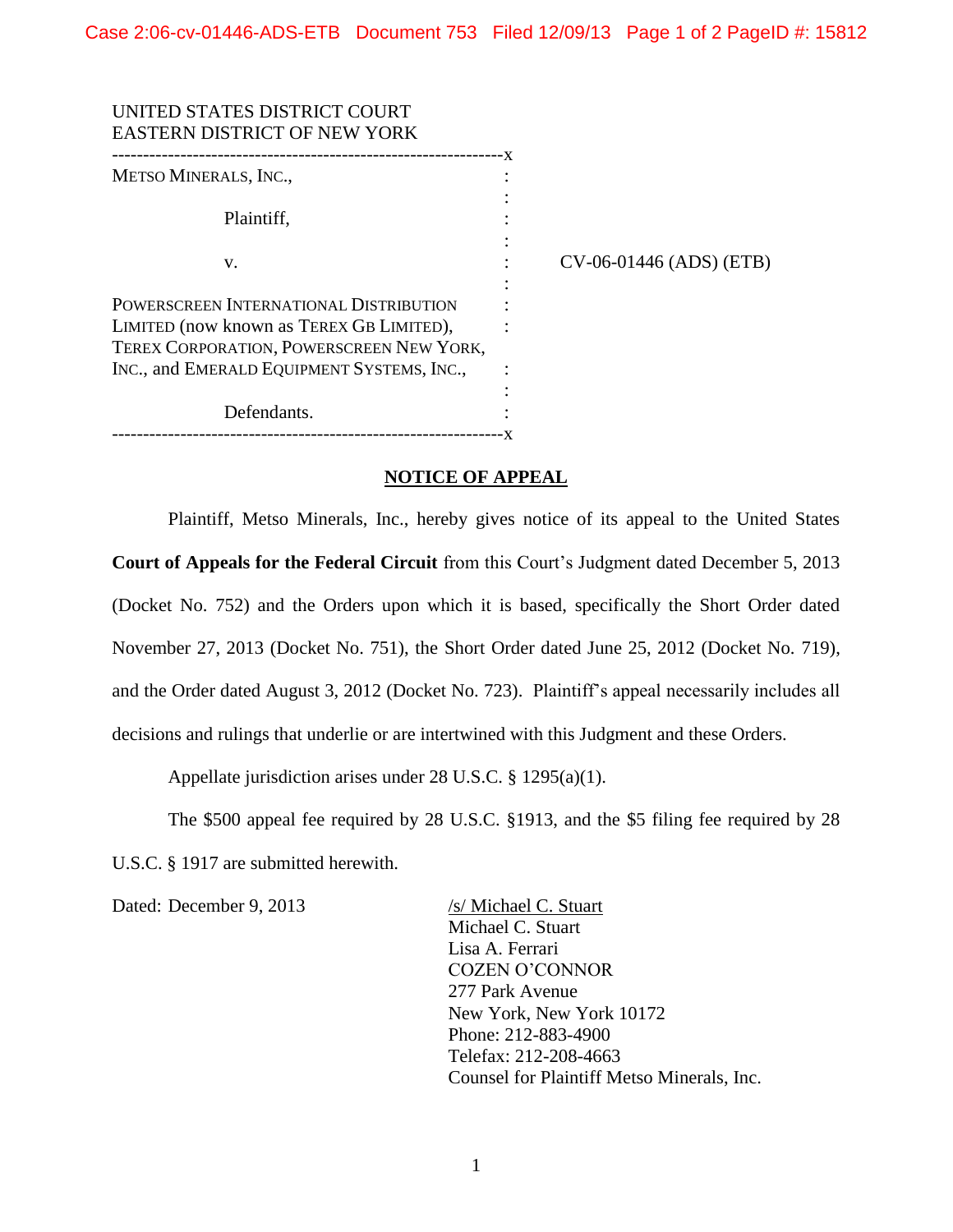UNITED STATES DISTRICT COURT
EASTERN DISTRICT OF NEW YORK

METSO MINERALS, INC.,

Plaintiff,

v.

POWERSCREEN INTERNATIONAL DISTRIBUTION LIMITED (now known as TEREX GB LIMITED), TEREX CORPORATION, POWERSCREEN NEW YORK, INC., and EMERALD EQUIPMENT SYSTEMS, INC.,

Defendants.

CV-06-01446 (ADS) (ETB)

## NOTICE OF APPEAL

Plaintiff, Metso Minerals, Inc., hereby gives notice of its appeal to the United States **Court of Appeals for the Federal Circuit** from this Court's Judgment dated December 5, 2013 (Docket No. 752) and the Orders upon which it is based, specifically the Short Order dated November 27, 2013 (Docket No. 751), the Short Order dated June 25, 2012 (Docket No. 719), and the Order dated August 3, 2012 (Docket No. 723). Plaintiff's appeal necessarily includes all decisions and rulings that underlie or are intertwined with this Judgment and these Orders.

Appellate jurisdiction arises under 28 U.S.C. § 1295(a)(1).

The $500 appeal fee required by 28 U.S.C. §1913, and the $5 filing fee required by 28 U.S.C. § 1917 are submitted herewith.

Dated: December 9, 2013

/s/ Michael C. Stuart
Michael C. Stuart
Lisa A. Ferrari
COZEN O'CONNOR
277 Park Avenue
New York, New York 10172
Phone: 212-883-4900
Telefax: 212-208-4663
Counsel for Plaintiff Metso Minerals, Inc.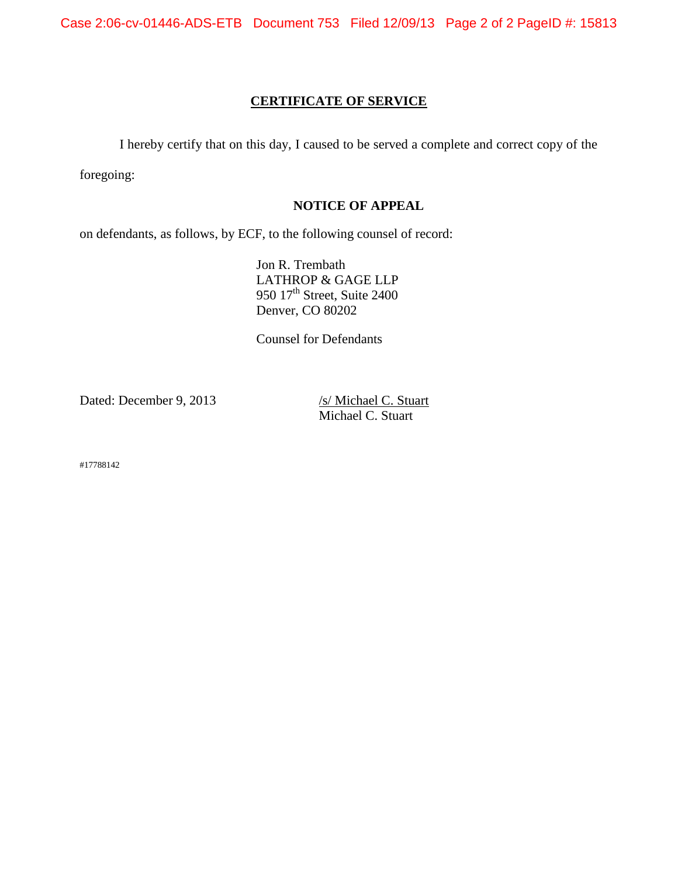# CERTIFICATE OF SERVICE

I hereby certify that on this day, I caused to be served a complete and correct copy of the foregoing:

**NOTICE OF APPEAL**

on defendants, as follows, by ECF, to the following counsel of record:

Jon R. Trembath
LATHROP & GAGE LLP
950 17th Street, Suite 2400
Denver, CO 80202

Counsel for Defendants

Dated: December 9, 2013

/s/ Michael C. Stuart
Michael C. Stuart

#17788142